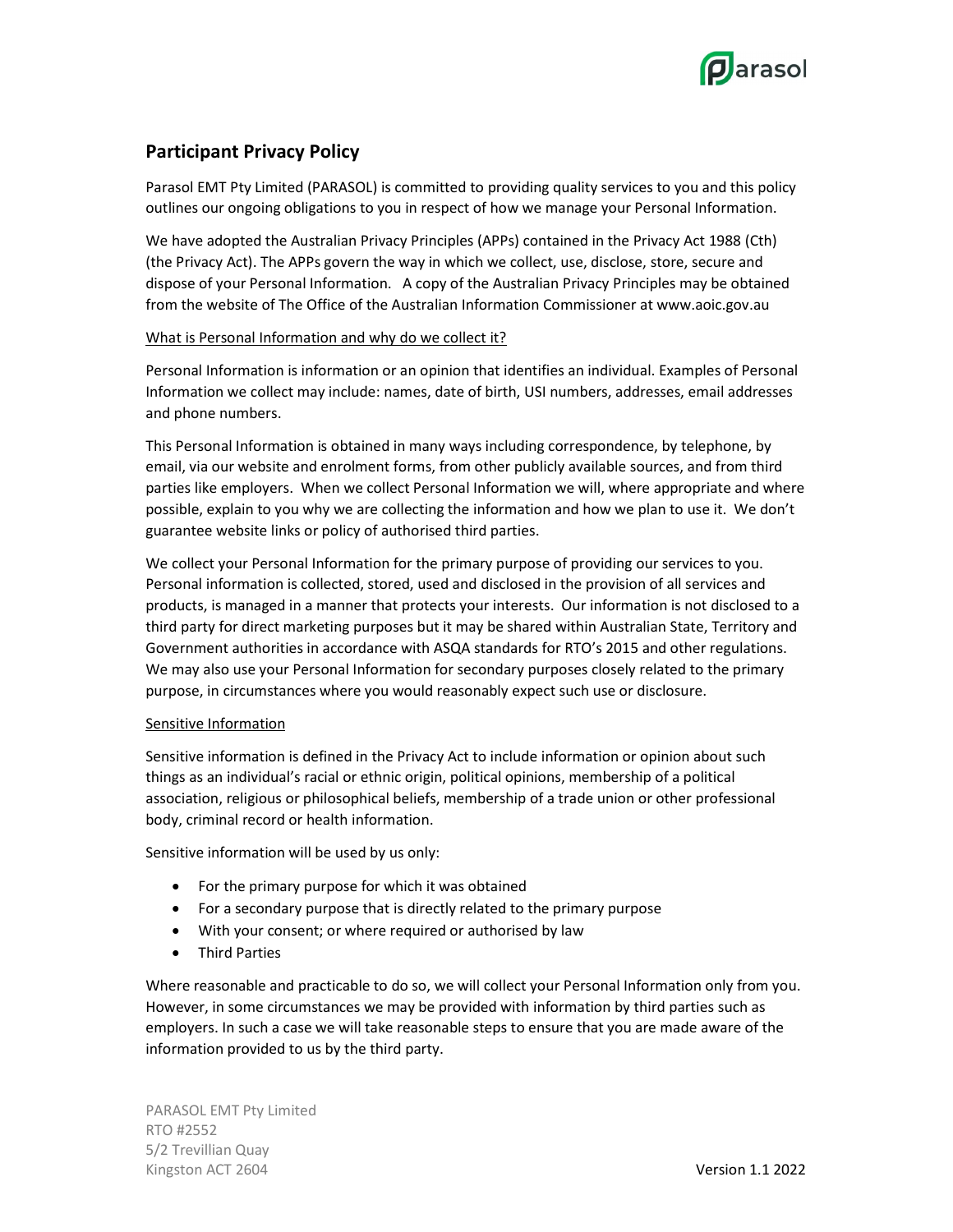## Participant Privacy Policy

Parasol EMT Pty Limited (PARASOL) is committed to providing quality services to you and this policy outlines our ongoing obligations to you in respect of how we manage your Personal Information.

We have adopted the Australian Privacy Principles (APPs) contained in the Privacy Act 1988 (Cth) (the Privacy Act). The APPs govern the way in which we collect, use, disclose, store, secure and dispose of your Personal Information. A copy of the Australian Privacy Principles may be obtained from the website of The Office of the Australian Information Commissioner at www.aoic.gov.au

### What is Personal Information and why do we collect it?

Personal Information is information or an opinion that identifies an individual. Examples of Personal Information we collect may include: names, date of birth, USI numbers, addresses, email addresses and phone numbers.

This Personal Information is obtained in many ways including correspondence, by telephone, by email, via our website and enrolment forms, from other publicly available sources, and from third parties like employers. When we collect Personal Information we will, where appropriate and where possible, explain to you why we are collecting the information and how we plan to use it. We don't guarantee website links or policy of authorised third parties.

We collect your Personal Information for the primary purpose of providing our services to you. Personal information is collected, stored, used and disclosed in the provision of all services and products, is managed in a manner that protects your interests. Our information is not disclosed to a third party for direct marketing purposes but it may be shared within Australian State, Territory and Government authorities in accordance with ASQA standards for RTO's 2015 and other regulations. We may also use your Personal Information for secondary purposes closely related to the primary purpose, in circumstances where you would reasonably expect such use or disclosure.

### Sensitive Information

Sensitive information is defined in the Privacy Act to include information or opinion about such things as an individual's racial or ethnic origin, political opinions, membership of a political association, religious or philosophical beliefs, membership of a trade union or other professional body, criminal record or health information.

Sensitive information will be used by us only:

- For the primary purpose for which it was obtained
- For a secondary purpose that is directly related to the primary purpose
- With your consent; or where required or authorised by law
- Third Parties

Where reasonable and practicable to do so, we will collect your Personal Information only from you. However, in some circumstances we may be provided with information by third parties such as employers. In such a case we will take reasonable steps to ensure that you are made aware of the information provided to us by the third party.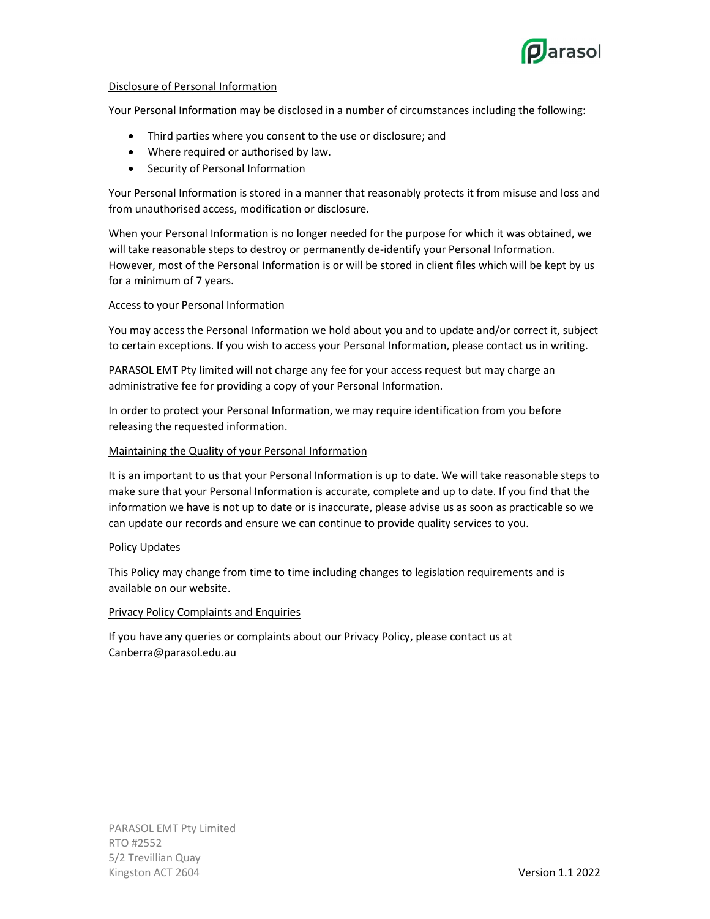## Disclosure of Personal Information

Your Personal Information may be disclosed in a number of circumstances including the following:

- Third parties where you consent to the use or disclosure; and
- Where required or authorised by law.
- Security of Personal Information

Your Personal Information is stored in a manner that reasonably protects it from misuse and loss and from unauthorised access, modification or disclosure.

When your Personal Information is no longer needed for the purpose for which it was obtained, we will take reasonable steps to destroy or permanently de-identify your Personal Information. However, most of the Personal Information is or will be stored in client files which will be kept by us for a minimum of 7 years.

## Access to your Personal Information

You may access the Personal Information we hold about you and to update and/or correct it, subject to certain exceptions. If you wish to access your Personal Information, please contact us in writing.

PARASOL EMT Pty limited will not charge any fee for your access request but may charge an administrative fee for providing a copy of your Personal Information.

In order to protect your Personal Information, we may require identification from you before releasing the requested information.

## Maintaining the Quality of your Personal Information

It is an important to us that your Personal Information is up to date. We will take reasonable steps to make sure that your Personal Information is accurate, complete and up to date. If you find that the information we have is not up to date or is inaccurate, please advise us as soon as practicable so we can update our records and ensure we can continue to provide quality services to you.

## Policy Updates

This Policy may change from time to time including changes to legislation requirements and is available on our website.

## Privacy Policy Complaints and Enquiries

If you have any queries or complaints about our Privacy Policy, please contact us at Canberra@parasol.edu.au